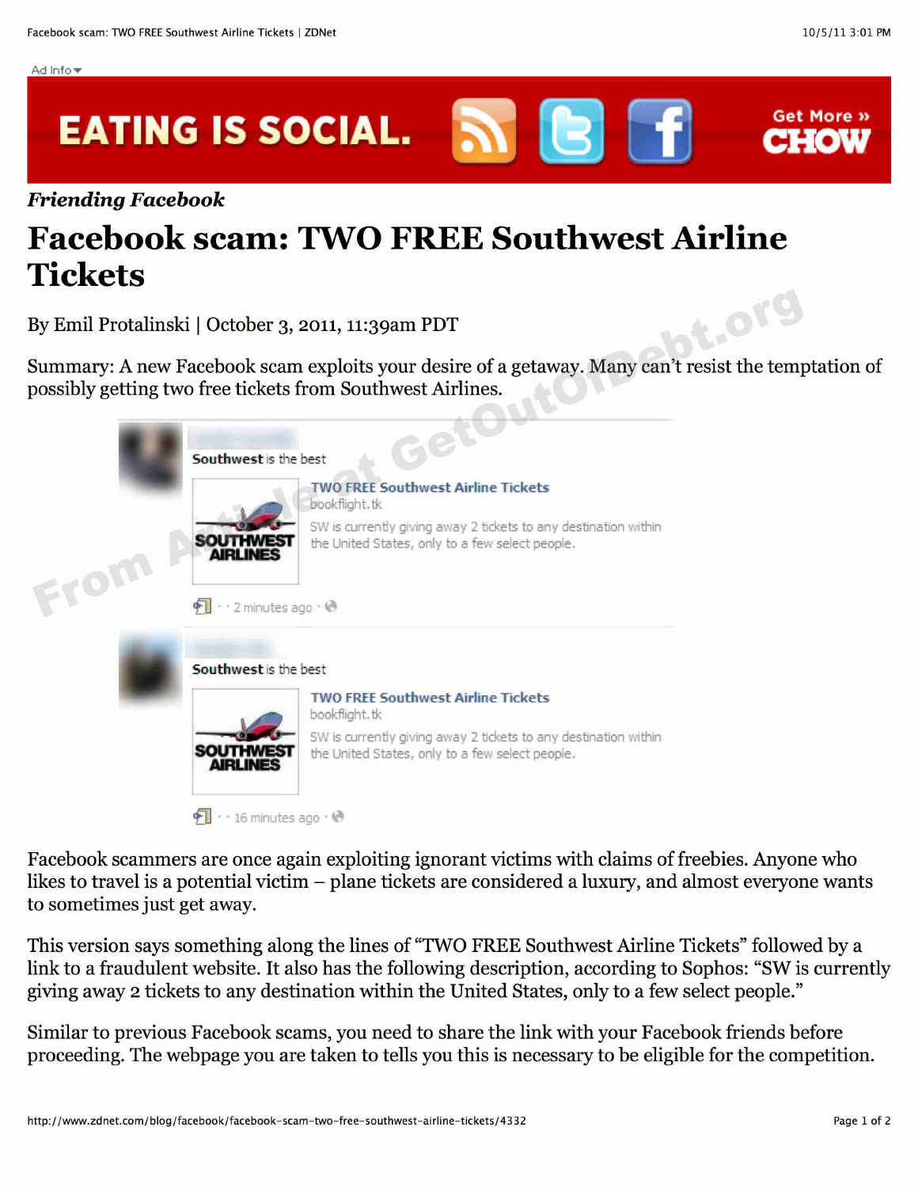*Friending Facebook*

# Facebook scam: TWO FREE Southwest Airline Tickets

By Emil Protalinski | October 3, 2011, 11:39am PDT

Summary: A new Facebook scam exploits your desire of a getaway. Many can't resist the temptation of possibly getting two free tickets from Southwest Airlines.

Southwest is the best

**TWO FREE Southwest Airline Tickets**
bookflight.tk
SW is currently giving away 2 tickets to any destination within the United States, only to a few select people.

· · 2 minutes ago ·

Southwest is the best

**TWO FREE Southwest Airline Tickets**
bookflight.tk
SW is currently giving away 2 tickets to any destination within the United States, only to a few select people.

· · 16 minutes ago ·

Facebook scammers are once again exploiting ignorant victims with claims of freebies. Anyone who likes to travel is a potential victim – plane tickets are considered a luxury, and almost everyone wants to sometimes just get away.

This version says something along the lines of "TWO FREE Southwest Airline Tickets" followed by a link to a fraudulent website. It also has the following description, according to Sophos: "SW is currently giving away 2 tickets to any destination within the United States, only to a few select people."

Similar to previous Facebook scams, you need to share the link with your Facebook friends before proceeding. The webpage you are taken to tells you this is necessary to be eligible for the competition.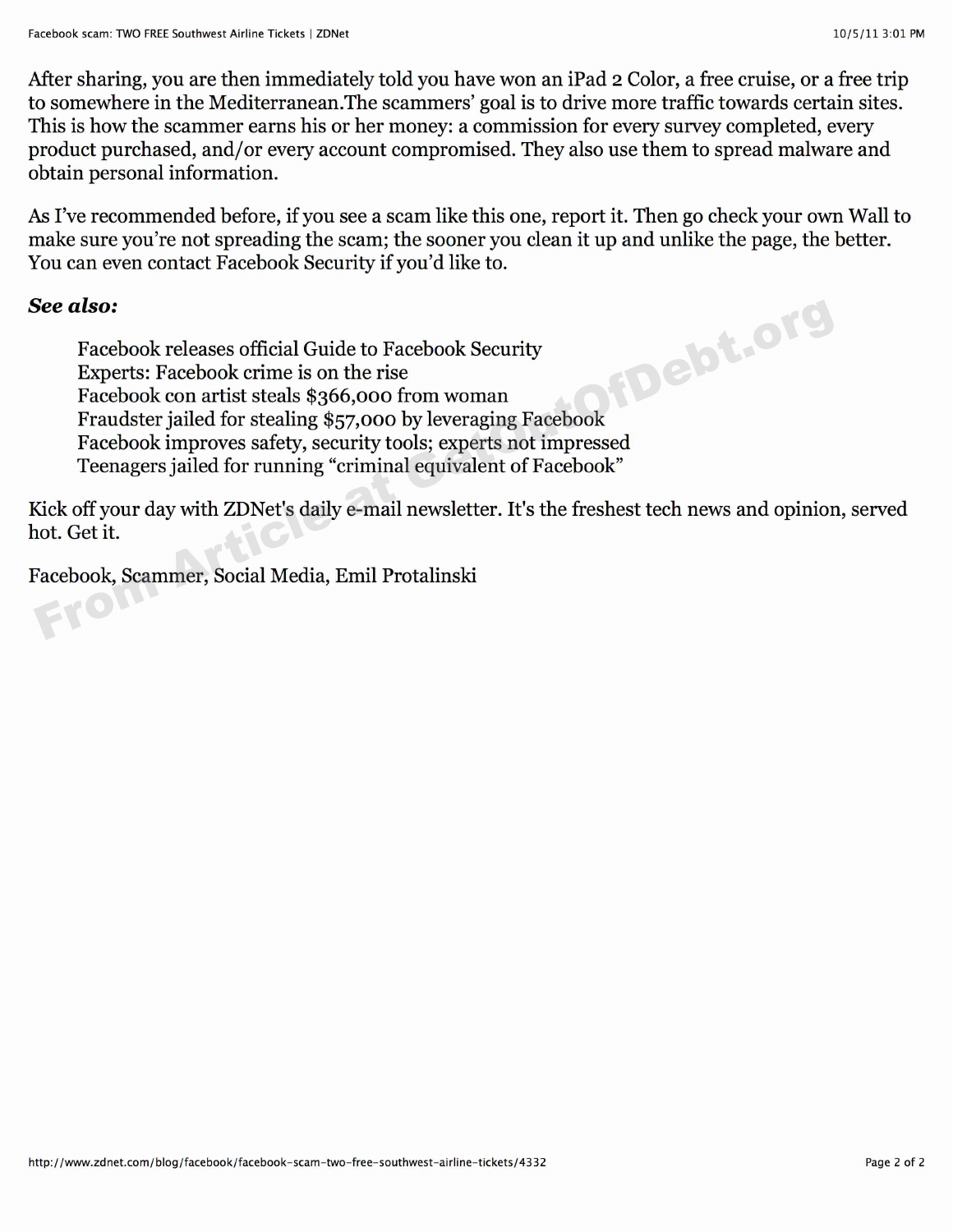After sharing, you are then immediately told you have won an iPad 2 Color, a free cruise, or a free trip to somewhere in the Mediterranean.The scammers' goal is to drive more traffic towards certain sites. This is how the scammer earns his or her money: a commission for every survey completed, every product purchased, and/or every account compromised. They also use them to spread malware and obtain personal information.

As I've recommended before, if you see a scam like this one, report it. Then go check your own Wall to make sure you're not spreading the scam; the sooner you clean it up and unlike the page, the better. You can even contact Facebook Security if you'd like to.

***See also:***

- Facebook releases official Guide to Facebook Security
- Experts: Facebook crime is on the rise
- Facebook con artist steals $366,000 from woman
- Fraudster jailed for stealing $57,000 by leveraging Facebook
- Facebook improves safety, security tools; experts not impressed
- Teenagers jailed for running "criminal equivalent of Facebook"

Kick off your day with ZDNet's daily e-mail newsletter. It's the freshest tech news and opinion, served hot. Get it.

Facebook, Scammer, Social Media, Emil Protalinski